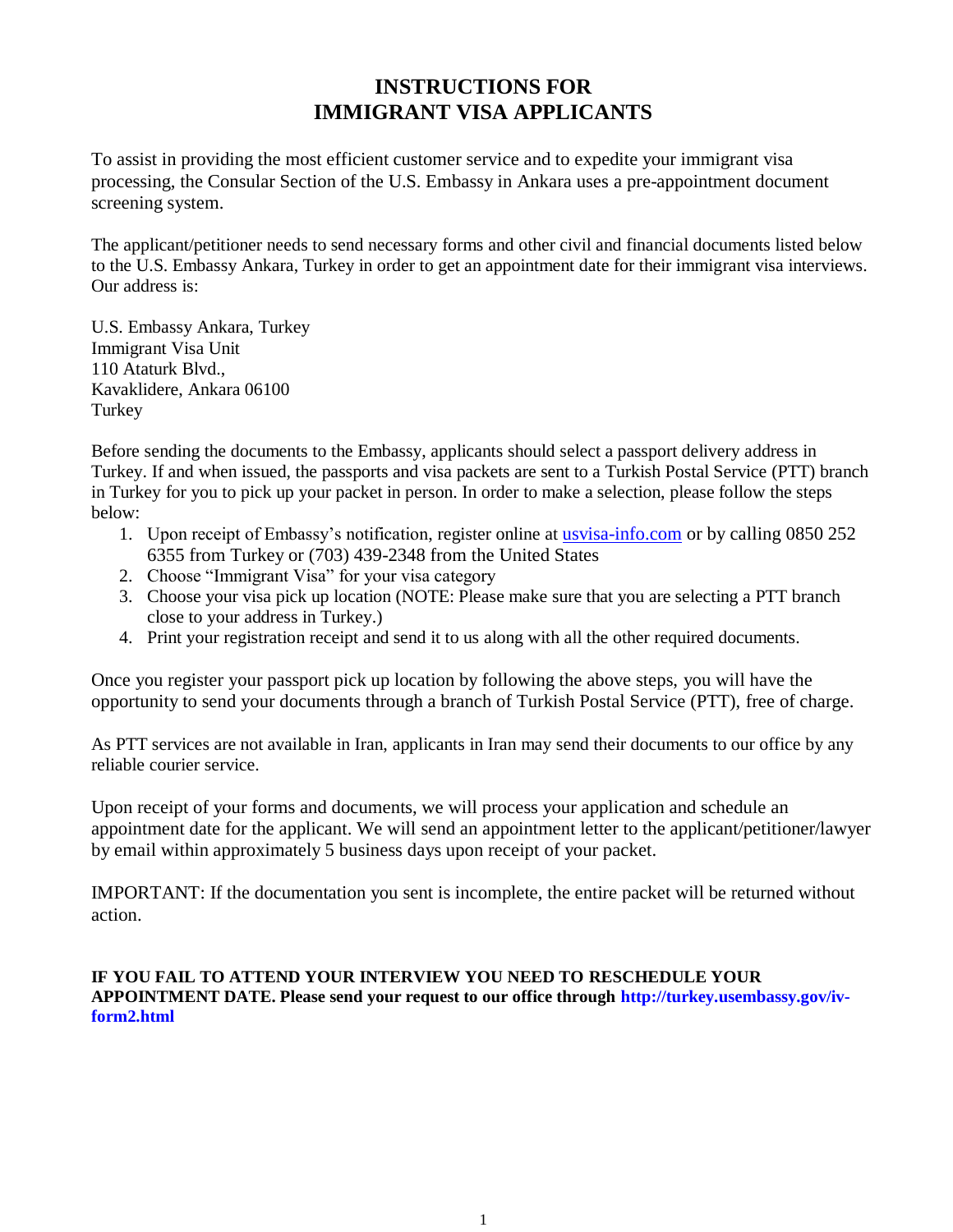# INSTRUCTIONS FOR IMMIGRANT VISA APPLICANTS

To assist in providing the most efficient customer service and to expedite your immigrant visa processing, the Consular Section of the U.S. Embassy in Ankara uses a pre-appointment document screening system.

The applicant/petitioner needs to send necessary forms and other civil and financial documents listed below to the U.S. Embassy Ankara, Turkey in order to get an appointment date for their immigrant visa interviews. Our address is:

U.S. Embassy Ankara, Turkey
Immigrant Visa Unit
110 Ataturk Blvd.,
Kavaklidere, Ankara 06100
Turkey

Before sending the documents to the Embassy, applicants should select a passport delivery address in Turkey. If and when issued, the passports and visa packets are sent to a Turkish Postal Service (PTT) branch in Turkey for you to pick up your packet in person. In order to make a selection, please follow the steps below:

1. Upon receipt of Embassy's notification, register online at [usvisa-info.com](usvisa-info.com) or by calling 0850 252 6355 from Turkey or (703) 439-2348 from the United States
2. Choose "Immigrant Visa" for your visa category
3. Choose your visa pick up location (NOTE: Please make sure that you are selecting a PTT branch close to your address in Turkey.)
4. Print your registration receipt and send it to us along with all the other required documents.

Once you register your passport pick up location by following the above steps, you will have the opportunity to send your documents through a branch of Turkish Postal Service (PTT), free of charge.

As PTT services are not available in Iran, applicants in Iran may send their documents to our office by any reliable courier service.

Upon receipt of your forms and documents, we will process your application and schedule an appointment date for the applicant. We will send an appointment letter to the applicant/petitioner/lawyer by email within approximately 5 business days upon receipt of your packet.

IMPORTANT: If the documentation you sent is incomplete, the entire packet will be returned without action.

**IF YOU FAIL TO ATTEND YOUR INTERVIEW YOU NEED TO RESCHEDULE YOUR APPOINTMENT DATE. Please send your request to our office through http://turkey.usembassy.gov/iv-form2.html**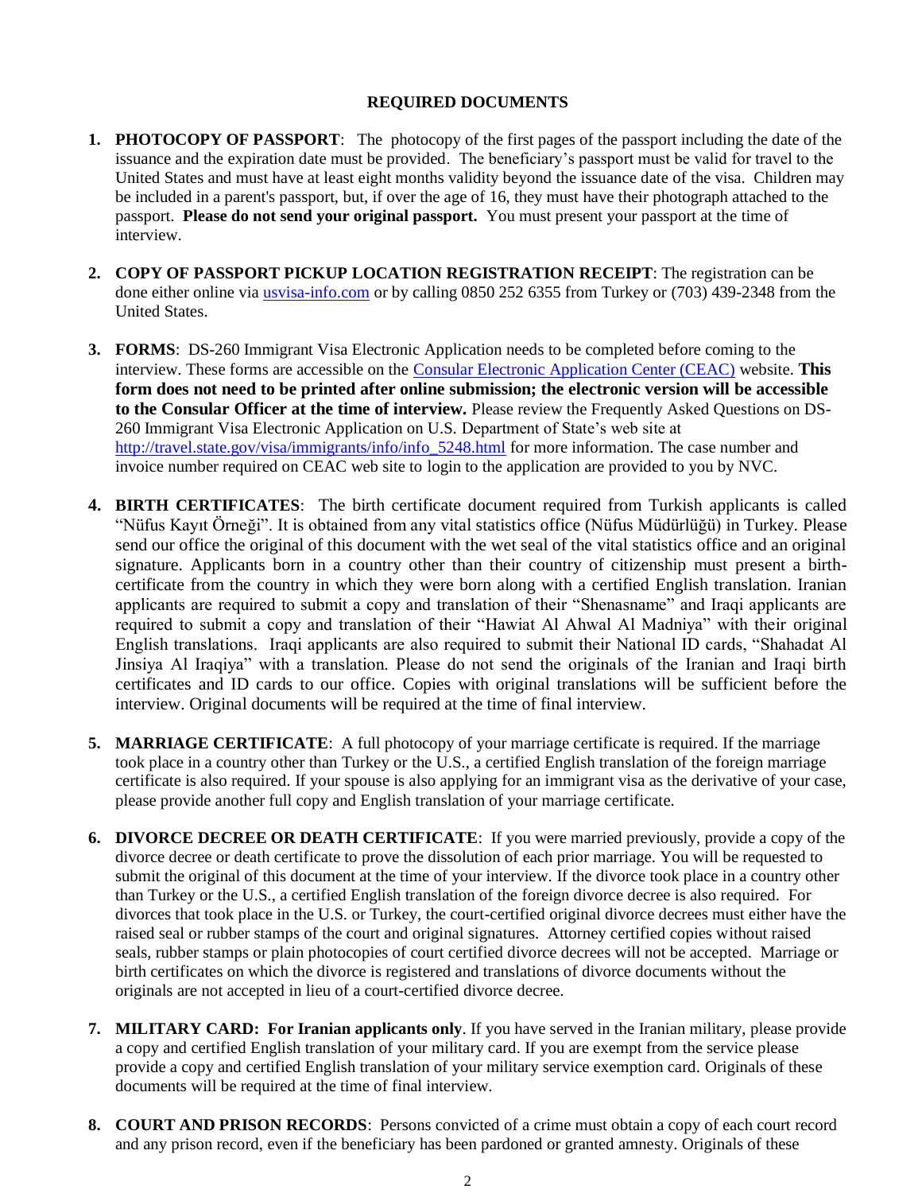## REQUIRED DOCUMENTS

1. **PHOTOCOPY OF PASSPORT**: The photocopy of the first pages of the passport including the date of the issuance and the expiration date must be provided. The beneficiary's passport must be valid for travel to the United States and must have at least eight months validity beyond the issuance date of the visa. Children may be included in a parent's passport, but, if over the age of 16, they must have their photograph attached to the passport. **Please do not send your original passport.** You must present your passport at the time of interview.

2. **COPY OF PASSPORT PICKUP LOCATION REGISTRATION RECEIPT**: The registration can be done either online via [usvisa-info.com](usvisa-info.com) or by calling 0850 252 6355 from Turkey or (703) 439-2348 from the United States.

3. **FORMS**: DS-260 Immigrant Visa Electronic Application needs to be completed before coming to the interview. These forms are accessible on the [Consular Electronic Application Center (CEAC)](Consular Electronic Application Center (CEAC)) website. **This form does not need to be printed after online submission; the electronic version will be accessible to the Consular Officer at the time of interview.** Please review the Frequently Asked Questions on DS-260 Immigrant Visa Electronic Application on U.S. Department of State's web site at [http://travel.state.gov/visa/immigrants/info/info_5248.html](http://travel.state.gov/visa/immigrants/info/info_5248.html) for more information. The case number and invoice number required on CEAC web site to login to the application are provided to you by NVC.

4. **BIRTH CERTIFICATES**: The birth certificate document required from Turkish applicants is called "Nüfus Kayıt Örneği". It is obtained from any vital statistics office (Nüfus Müdürlüğü) in Turkey. Please send our office the original of this document with the wet seal of the vital statistics office and an original signature. Applicants born in a country other than their country of citizenship must present a birth-certificate from the country in which they were born along with a certified English translation. Iranian applicants are required to submit a copy and translation of their "Shenasname" and Iraqi applicants are required to submit a copy and translation of their "Hawiat Al Ahwal Al Madniya" with their original English translations. Iraqi applicants are also required to submit their National ID cards, "Shahadat Al Jinsiya Al Iraqiya" with a translation. Please do not send the originals of the Iranian and Iraqi birth certificates and ID cards to our office. Copies with original translations will be sufficient before the interview. Original documents will be required at the time of final interview.

5. **MARRIAGE CERTIFICATE**: A full photocopy of your marriage certificate is required. If the marriage took place in a country other than Turkey or the U.S., a certified English translation of the foreign marriage certificate is also required. If your spouse is also applying for an immigrant visa as the derivative of your case, please provide another full copy and English translation of your marriage certificate.

6. **DIVORCE DECREE OR DEATH CERTIFICATE**: If you were married previously, provide a copy of the divorce decree or death certificate to prove the dissolution of each prior marriage. You will be requested to submit the original of this document at the time of your interview. If the divorce took place in a country other than Turkey or the U.S., a certified English translation of the foreign divorce decree is also required. For divorces that took place in the U.S. or Turkey, the court-certified original divorce decrees must either have the raised seal or rubber stamps of the court and original signatures. Attorney certified copies without raised seals, rubber stamps or plain photocopies of court certified divorce decrees will not be accepted. Marriage or birth certificates on which the divorce is registered and translations of divorce documents without the originals are not accepted in lieu of a court-certified divorce decree.

7. **MILITARY CARD: For Iranian applicants only**. If you have served in the Iranian military, please provide a copy and certified English translation of your military card. If you are exempt from the service please provide a copy and certified English translation of your military service exemption card. Originals of these documents will be required at the time of final interview.

8. **COURT AND PRISON RECORDS**: Persons convicted of a crime must obtain a copy of each court record and any prison record, even if the beneficiary has been pardoned or granted amnesty. Originals of these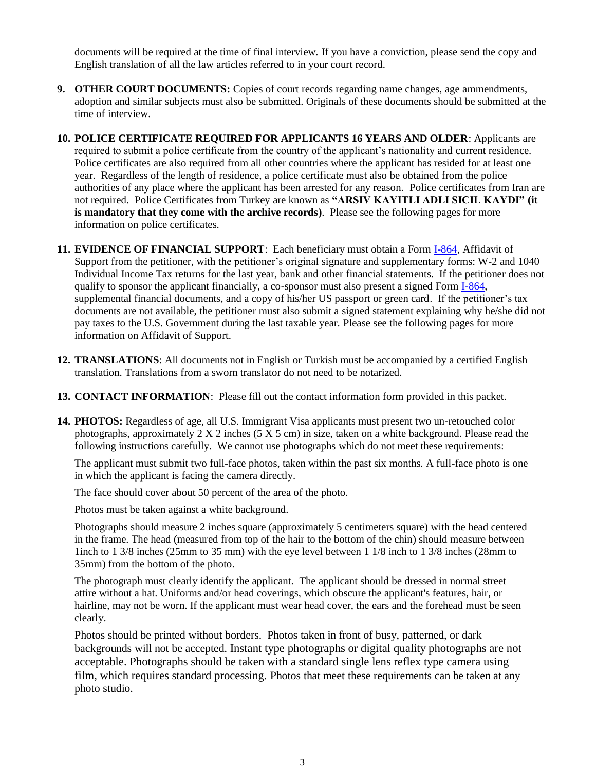documents will be required at the time of final interview. If you have a conviction, please send the copy and English translation of all the law articles referred to in your court record.

9. **OTHER COURT DOCUMENTS:** Copies of court records regarding name changes, age ammendments, adoption and similar subjects must also be submitted. Originals of these documents should be submitted at the time of interview.

10. **POLICE CERTIFICATE REQUIRED FOR APPLICANTS 16 YEARS AND OLDER**: Applicants are required to submit a police certificate from the country of the applicant's nationality and current residence. Police certificates are also required from all other countries where the applicant has resided for at least one year. Regardless of the length of residence, a police certificate must also be obtained from the police authorities of any place where the applicant has been arrested for any reason. Police certificates from Iran are not required. Police Certificates from Turkey are known as **"ARSIV KAYITLI ADLI SICIL KAYDI" (it is mandatory that they come with the archive records)**. Please see the following pages for more information on police certificates.

11. **EVIDENCE OF FINANCIAL SUPPORT**: Each beneficiary must obtain a Form I-864, Affidavit of Support from the petitioner, with the petitioner's original signature and supplementary forms: W-2 and 1040 Individual Income Tax returns for the last year, bank and other financial statements. If the petitioner does not qualify to sponsor the applicant financially, a co-sponsor must also present a signed Form I-864, supplemental financial documents, and a copy of his/her US passport or green card. If the petitioner's tax documents are not available, the petitioner must also submit a signed statement explaining why he/she did not pay taxes to the U.S. Government during the last taxable year. Please see the following pages for more information on Affidavit of Support.

12. **TRANSLATIONS**: All documents not in English or Turkish must be accompanied by a certified English translation. Translations from a sworn translator do not need to be notarized.

13. **CONTACT INFORMATION**: Please fill out the contact information form provided in this packet.

14. **PHOTOS:** Regardless of age, all U.S. Immigrant Visa applicants must present two un-retouched color photographs, approximately 2 X 2 inches (5 X 5 cm) in size, taken on a white background. Please read the following instructions carefully. We cannot use photographs which do not meet these requirements:

    The applicant must submit two full-face photos, taken within the past six months. A full-face photo is one in which the applicant is facing the camera directly.

    The face should cover about 50 percent of the area of the photo.

    Photos must be taken against a white background.

    Photographs should measure 2 inches square (approximately 5 centimeters square) with the head centered in the frame. The head (measured from top of the hair to the bottom of the chin) should measure between 1inch to 1 3/8 inches (25mm to 35 mm) with the eye level between 1 1/8 inch to 1 3/8 inches (28mm to 35mm) from the bottom of the photo.

    The photograph must clearly identify the applicant. The applicant should be dressed in normal street attire without a hat. Uniforms and/or head coverings, which obscure the applicant's features, hair, or hairline, may not be worn. If the applicant must wear head cover, the ears and the forehead must be seen clearly.

    Photos should be printed without borders. Photos taken in front of busy, patterned, or dark backgrounds will not be accepted. Instant type photographs or digital quality photographs are not acceptable. Photographs should be taken with a standard single lens reflex type camera using film, which requires standard processing. Photos that meet these requirements can be taken at any photo studio.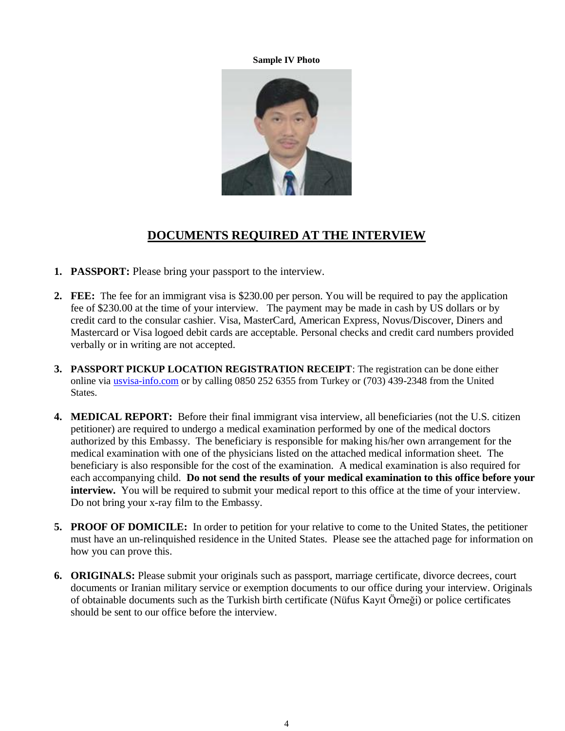**Sample IV Photo**

## DOCUMENTS REQUIRED AT THE INTERVIEW

1. **PASSPORT:** Please bring your passport to the interview.

2. **FEE:** The fee for an immigrant visa is $230.00 per person. You will be required to pay the application fee of $230.00 at the time of your interview. The payment may be made in cash by US dollars or by credit card to the consular cashier. Visa, MasterCard, American Express, Novus/Discover, Diners and Mastercard or Visa logoed debit cards are acceptable. Personal checks and credit card numbers provided verbally or in writing are not accepted.

3. **PASSPORT PICKUP LOCATION REGISTRATION RECEIPT**: The registration can be done either online via [usvisa-info.com](usvisa-info.com) or by calling 0850 252 6355 from Turkey or (703) 439-2348 from the United States.

4. **MEDICAL REPORT:** Before their final immigrant visa interview, all beneficiaries (not the U.S. citizen petitioner) are required to undergo a medical examination performed by one of the medical doctors authorized by this Embassy. The beneficiary is responsible for making his/her own arrangement for the medical examination with one of the physicians listed on the attached medical information sheet. The beneficiary is also responsible for the cost of the examination. A medical examination is also required for each accompanying child. **Do not send the results of your medical examination to this office before your interview.** You will be required to submit your medical report to this office at the time of your interview. Do not bring your x-ray film to the Embassy.

5. **PROOF OF DOMICILE:** In order to petition for your relative to come to the United States, the petitioner must have an un-relinquished residence in the United States. Please see the attached page for information on how you can prove this.

6. **ORIGINALS:** Please submit your originals such as passport, marriage certificate, divorce decrees, court documents or Iranian military service or exemption documents to our office during your interview. Originals of obtainable documents such as the Turkish birth certificate (Nüfus Kayıt Örneği) or police certificates should be sent to our office before the interview.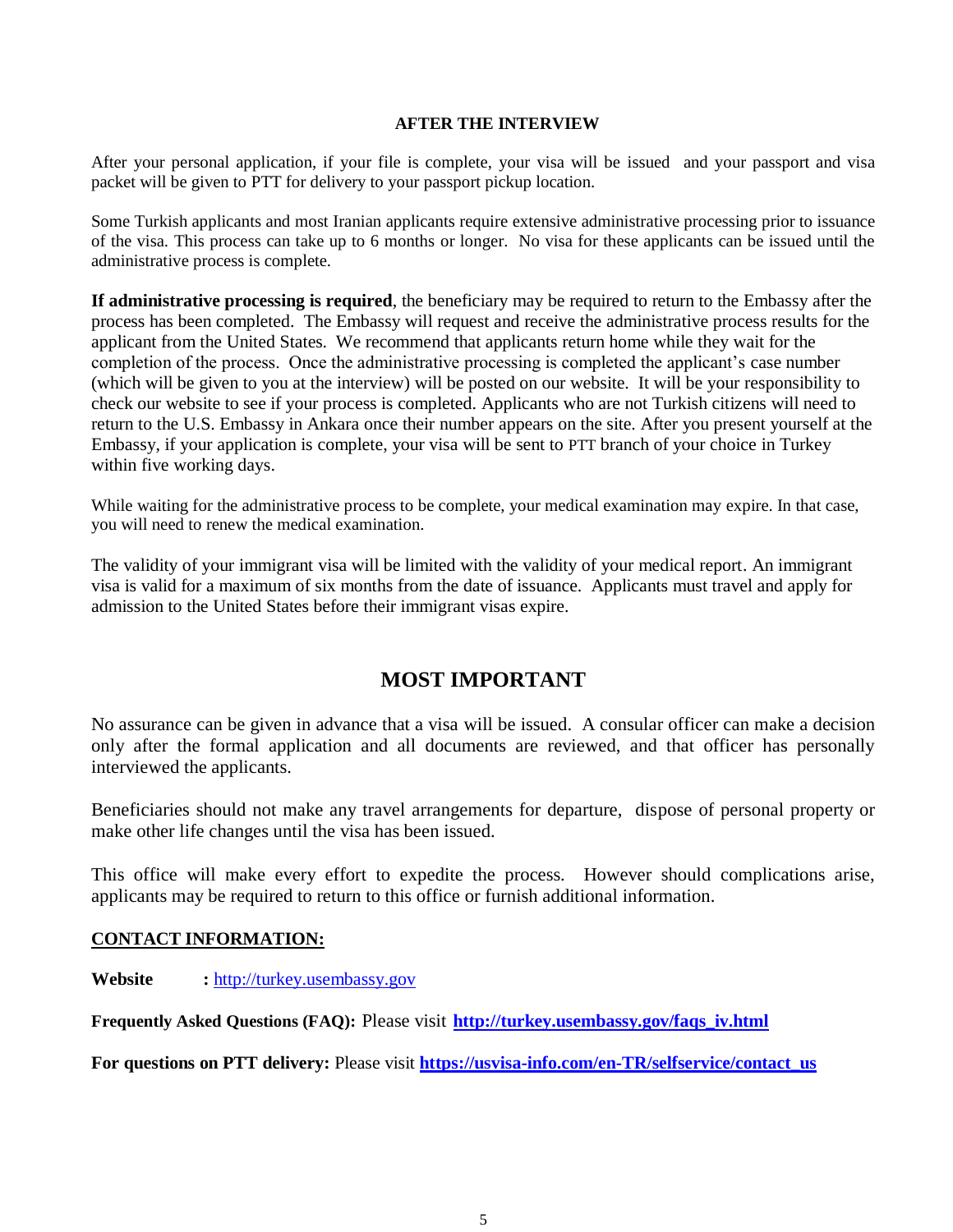### AFTER THE INTERVIEW

After your personal application, if your file is complete, your visa will be issued and your passport and visa packet will be given to PTT for delivery to your passport pickup location.

Some Turkish applicants and most Iranian applicants require extensive administrative processing prior to issuance of the visa. This process can take up to 6 months or longer. No visa for these applicants can be issued until the administrative process is complete.

**If administrative processing is required**, the beneficiary may be required to return to the Embassy after the process has been completed. The Embassy will request and receive the administrative process results for the applicant from the United States. We recommend that applicants return home while they wait for the completion of the process. Once the administrative processing is completed the applicant's case number (which will be given to you at the interview) will be posted on our website. It will be your responsibility to check our website to see if your process is completed. Applicants who are not Turkish citizens will need to return to the U.S. Embassy in Ankara once their number appears on the site. After you present yourself at the Embassy, if your application is complete, your visa will be sent to PTT branch of your choice in Turkey within five working days.

While waiting for the administrative process to be complete, your medical examination may expire. In that case, you will need to renew the medical examination.

The validity of your immigrant visa will be limited with the validity of your medical report. An immigrant visa is valid for a maximum of six months from the date of issuance. Applicants must travel and apply for admission to the United States before their immigrant visas expire.

## MOST IMPORTANT

No assurance can be given in advance that a visa will be issued. A consular officer can make a decision only after the formal application and all documents are reviewed, and that officer has personally interviewed the applicants.

Beneficiaries should not make any travel arrangements for departure, dispose of personal property or make other life changes until the visa has been issued.

This office will make every effort to expedite the process. However should complications arise, applicants may be required to return to this office or furnish additional information.

**CONTACT INFORMATION:**

**Website** **:** [http://turkey.usembassy.gov](http://turkey.usembassy.gov)

**Frequently Asked Questions (FAQ):** Please visit **[http://turkey.usembassy.gov/faqs_iv.html](http://turkey.usembassy.gov/faqs_iv.html)**

**For questions on PTT delivery:** Please visit **[https://usvisa-info.com/en-TR/selfservice/contact_us](https://usvisa-info.com/en-TR/selfservice/contact_us)**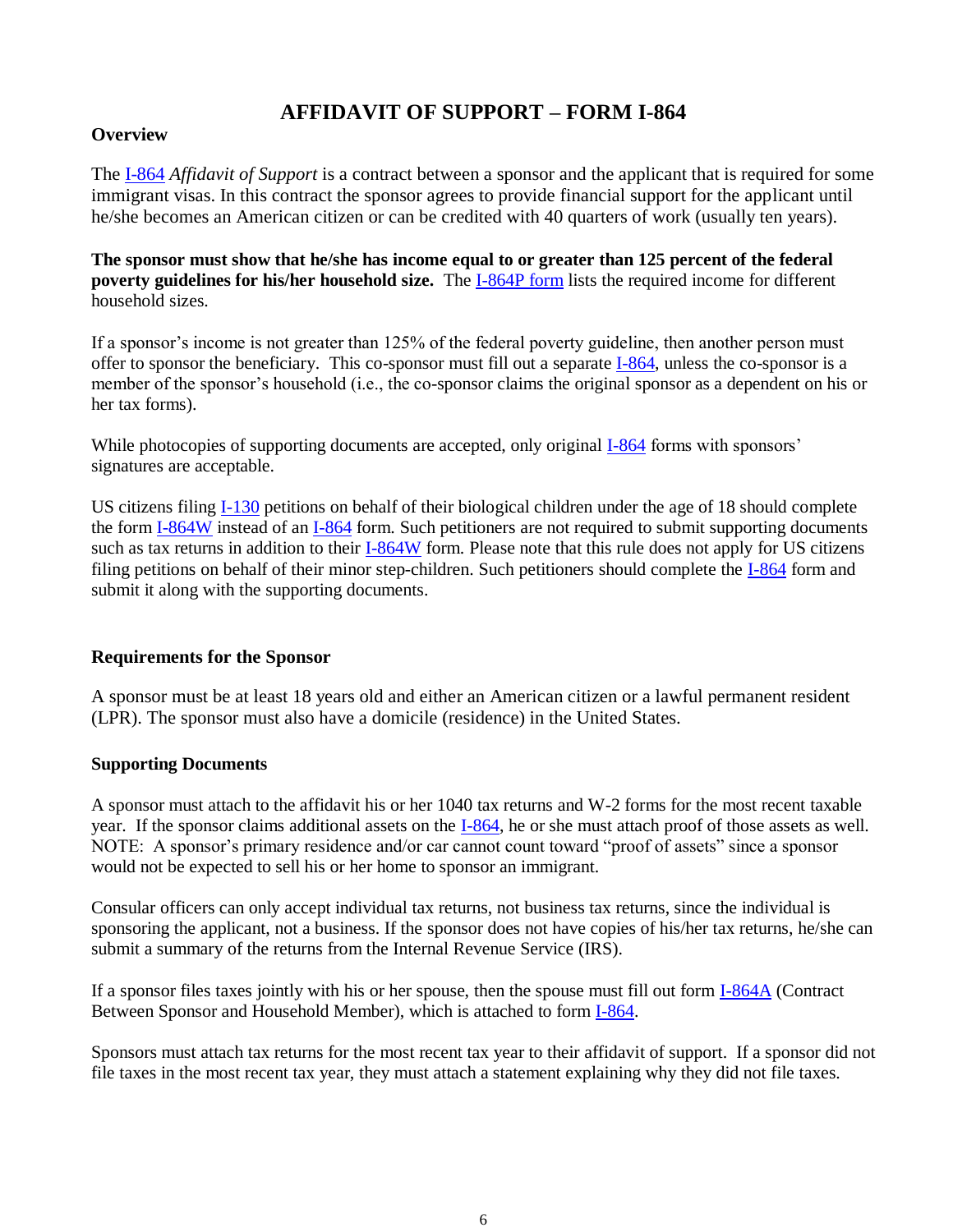# AFFIDAVIT OF SUPPORT – FORM I-864

### Overview

The I-864 *Affidavit of Support* is a contract between a sponsor and the applicant that is required for some immigrant visas. In this contract the sponsor agrees to provide financial support for the applicant until he/she becomes an American citizen or can be credited with 40 quarters of work (usually ten years).

**The sponsor must show that he/she has income equal to or greater than 125 percent of the federal poverty guidelines for his/her household size.** The I-864P form lists the required income for different household sizes.

If a sponsor's income is not greater than 125% of the federal poverty guideline, then another person must offer to sponsor the beneficiary. This co-sponsor must fill out a separate I-864, unless the co-sponsor is a member of the sponsor's household (i.e., the co-sponsor claims the original sponsor as a dependent on his or her tax forms).

While photocopies of supporting documents are accepted, only original I-864 forms with sponsors' signatures are acceptable.

US citizens filing I-130 petitions on behalf of their biological children under the age of 18 should complete the form I-864W instead of an I-864 form. Such petitioners are not required to submit supporting documents such as tax returns in addition to their I-864W form. Please note that this rule does not apply for US citizens filing petitions on behalf of their minor step-children. Such petitioners should complete the I-864 form and submit it along with the supporting documents.

### Requirements for the Sponsor

A sponsor must be at least 18 years old and either an American citizen or a lawful permanent resident (LPR). The sponsor must also have a domicile (residence) in the United States.

### Supporting Documents

A sponsor must attach to the affidavit his or her 1040 tax returns and W-2 forms for the most recent taxable year. If the sponsor claims additional assets on the I-864, he or she must attach proof of those assets as well. NOTE: A sponsor's primary residence and/or car cannot count toward "proof of assets" since a sponsor would not be expected to sell his or her home to sponsor an immigrant.

Consular officers can only accept individual tax returns, not business tax returns, since the individual is sponsoring the applicant, not a business. If the sponsor does not have copies of his/her tax returns, he/she can submit a summary of the returns from the Internal Revenue Service (IRS).

If a sponsor files taxes jointly with his or her spouse, then the spouse must fill out form I-864A (Contract Between Sponsor and Household Member), which is attached to form I-864.

Sponsors must attach tax returns for the most recent tax year to their affidavit of support. If a sponsor did not file taxes in the most recent tax year, they must attach a statement explaining why they did not file taxes.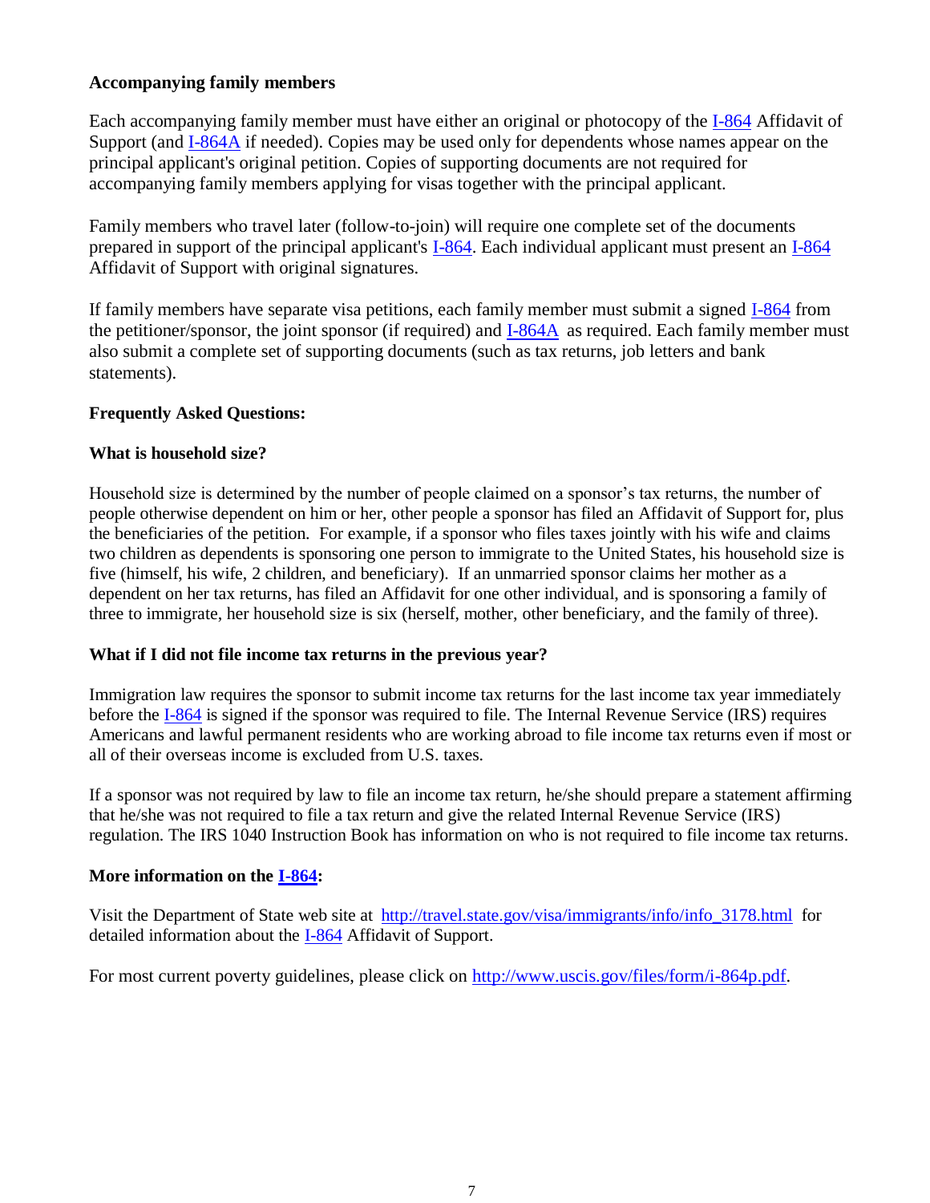**Accompanying family members**

Each accompanying family member must have either an original or photocopy of the I-864 Affidavit of Support (and I-864A if needed). Copies may be used only for dependents whose names appear on the principal applicant's original petition. Copies of supporting documents are not required for accompanying family members applying for visas together with the principal applicant.

Family members who travel later (follow-to-join) will require one complete set of the documents prepared in support of the principal applicant's I-864. Each individual applicant must present an I-864 Affidavit of Support with original signatures.

If family members have separate visa petitions, each family member must submit a signed I-864 from the petitioner/sponsor, the joint sponsor (if required) and I-864A as required. Each family member must also submit a complete set of supporting documents (such as tax returns, job letters and bank statements).

**Frequently Asked Questions:**

**What is household size?**

Household size is determined by the number of people claimed on a sponsor's tax returns, the number of people otherwise dependent on him or her, other people a sponsor has filed an Affidavit of Support for, plus the beneficiaries of the petition. For example, if a sponsor who files taxes jointly with his wife and claims two children as dependents is sponsoring one person to immigrate to the United States, his household size is five (himself, his wife, 2 children, and beneficiary). If an unmarried sponsor claims her mother as a dependent on her tax returns, has filed an Affidavit for one other individual, and is sponsoring a family of three to immigrate, her household size is six (herself, mother, other beneficiary, and the family of three).

**What if I did not file income tax returns in the previous year?**

Immigration law requires the sponsor to submit income tax returns for the last income tax year immediately before the I-864 is signed if the sponsor was required to file. The Internal Revenue Service (IRS) requires Americans and lawful permanent residents who are working abroad to file income tax returns even if most or all of their overseas income is excluded from U.S. taxes.

If a sponsor was not required by law to file an income tax return, he/she should prepare a statement affirming that he/she was not required to file a tax return and give the related Internal Revenue Service (IRS) regulation. The IRS 1040 Instruction Book has information on who is not required to file income tax returns.

**More information on the I-864:**

Visit the Department of State web site at http://travel.state.gov/visa/immigrants/info/info_3178.html for detailed information about the I-864 Affidavit of Support.

For most current poverty guidelines, please click on http://www.uscis.gov/files/form/i-864p.pdf.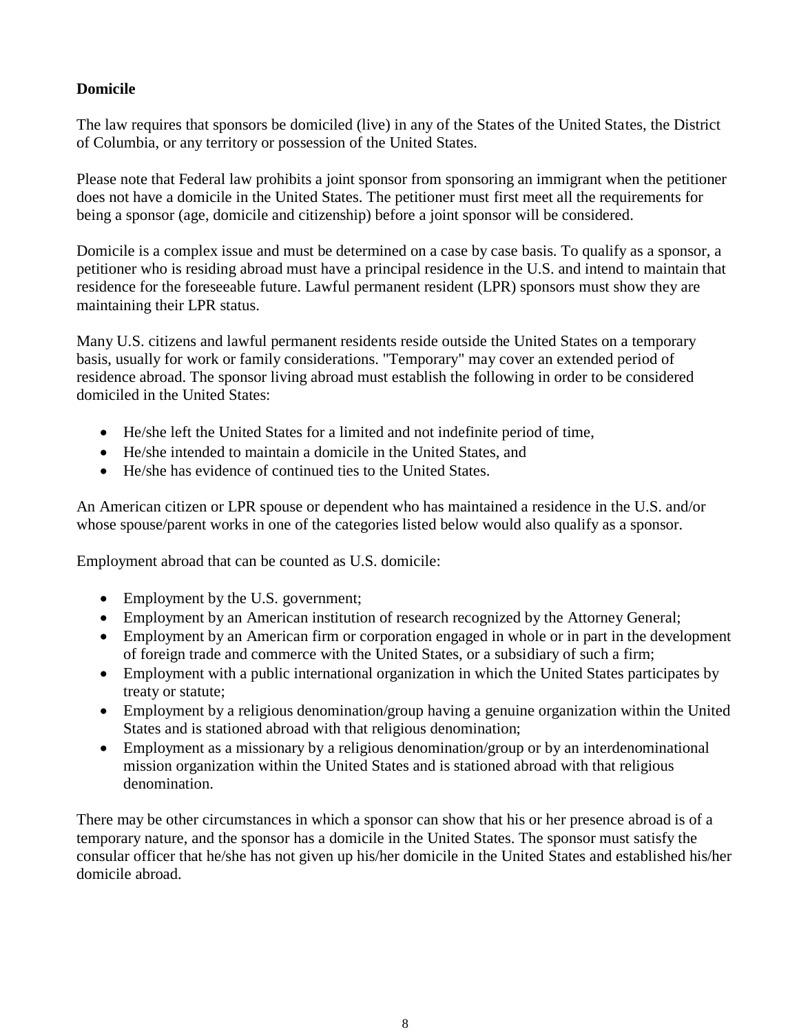**Domicile**

The law requires that sponsors be domiciled (live) in any of the States of the United States, the District of Columbia, or any territory or possession of the United States.

Please note that Federal law prohibits a joint sponsor from sponsoring an immigrant when the petitioner does not have a domicile in the United States. The petitioner must first meet all the requirements for being a sponsor (age, domicile and citizenship) before a joint sponsor will be considered.

Domicile is a complex issue and must be determined on a case by case basis. To qualify as a sponsor, a petitioner who is residing abroad must have a principal residence in the U.S. and intend to maintain that residence for the foreseeable future. Lawful permanent resident (LPR) sponsors must show they are maintaining their LPR status.

Many U.S. citizens and lawful permanent residents reside outside the United States on a temporary basis, usually for work or family considerations. "Temporary" may cover an extended period of residence abroad. The sponsor living abroad must establish the following in order to be considered domiciled in the United States:

- He/she left the United States for a limited and not indefinite period of time,
- He/she intended to maintain a domicile in the United States, and
- He/she has evidence of continued ties to the United States.

An American citizen or LPR spouse or dependent who has maintained a residence in the U.S. and/or whose spouse/parent works in one of the categories listed below would also qualify as a sponsor.

Employment abroad that can be counted as U.S. domicile:

- Employment by the U.S. government;
- Employment by an American institution of research recognized by the Attorney General;
- Employment by an American firm or corporation engaged in whole or in part in the development of foreign trade and commerce with the United States, or a subsidiary of such a firm;
- Employment with a public international organization in which the United States participates by treaty or statute;
- Employment by a religious denomination/group having a genuine organization within the United States and is stationed abroad with that religious denomination;
- Employment as a missionary by a religious denomination/group or by an interdenominational mission organization within the United States and is stationed abroad with that religious denomination.

There may be other circumstances in which a sponsor can show that his or her presence abroad is of a temporary nature, and the sponsor has a domicile in the United States. The sponsor must satisfy the consular officer that he/she has not given up his/her domicile in the United States and established his/her domicile abroad.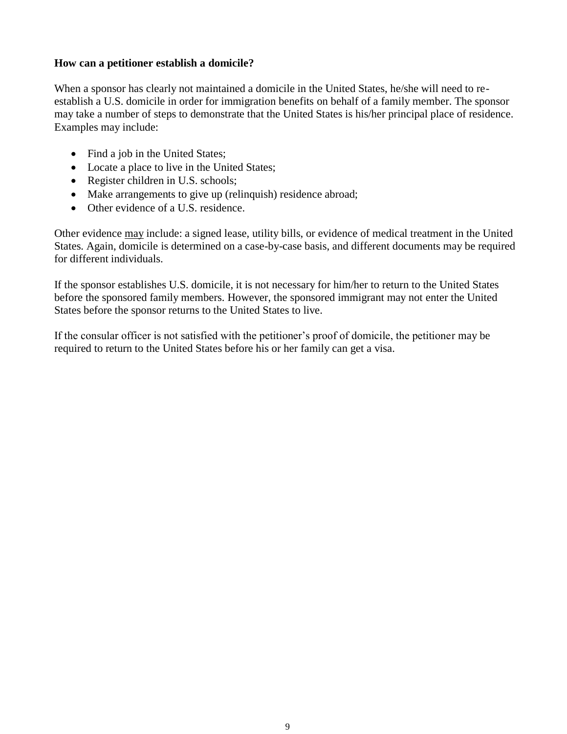**How can a petitioner establish a domicile?**

When a sponsor has clearly not maintained a domicile in the United States, he/she will need to re-establish a U.S. domicile in order for immigration benefits on behalf of a family member. The sponsor may take a number of steps to demonstrate that the United States is his/her principal place of residence. Examples may include:

- Find a job in the United States;
- Locate a place to live in the United States;
- Register children in U.S. schools;
- Make arrangements to give up (relinquish) residence abroad;
- Other evidence of a U.S. residence.

Other evidence <u>may</u> include: a signed lease, utility bills, or evidence of medical treatment in the United States. Again, domicile is determined on a case-by-case basis, and different documents may be required for different individuals.

If the sponsor establishes U.S. domicile, it is not necessary for him/her to return to the United States before the sponsored family members. However, the sponsored immigrant may not enter the United States before the sponsor returns to the United States to live.

If the consular officer is not satisfied with the petitioner's proof of domicile, the petitioner may be required to return to the United States before his or her family can get a visa.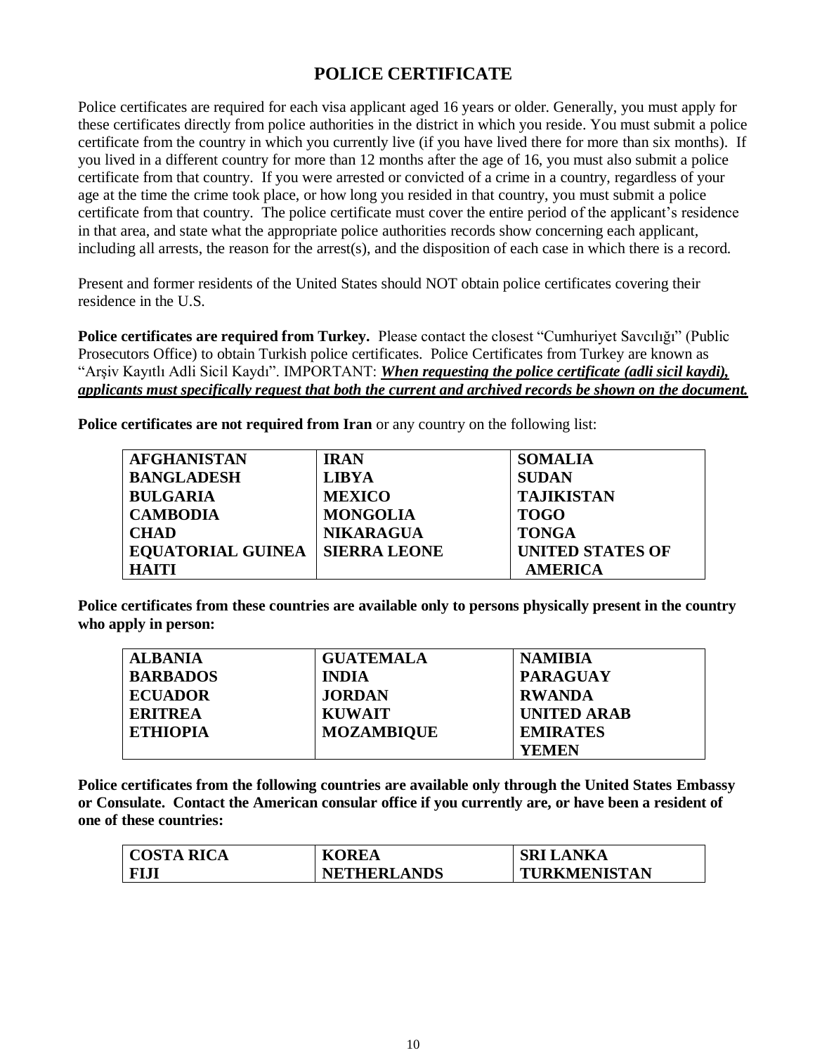# POLICE CERTIFICATE

Police certificates are required for each visa applicant aged 16 years or older. Generally, you must apply for these certificates directly from police authorities in the district in which you reside. You must submit a police certificate from the country in which you currently live (if you have lived there for more than six months). If you lived in a different country for more than 12 months after the age of 16, you must also submit a police certificate from that country. If you were arrested or convicted of a crime in a country, regardless of your age at the time the crime took place, or how long you resided in that country, you must submit a police certificate from that country. The police certificate must cover the entire period of the applicant's residence in that area, and state what the appropriate police authorities records show concerning each applicant, including all arrests, the reason for the arrest(s), and the disposition of each case in which there is a record.

Present and former residents of the United States should NOT obtain police certificates covering their residence in the U.S.

**Police certificates are required from Turkey.** Please contact the closest "Cumhuriyet Savcılığı" (Public Prosecutors Office) to obtain Turkish police certificates. Police Certificates from Turkey are known as "Arşiv Kayıtlı Adli Sicil Kaydı". IMPORTANT: ***When requesting the police certificate (adli sicil kaydi), applicants must specifically request that both the current and archived records be shown on the document.***

**Police certificates are not required from Iran** or any country on the following list:

| | | |
|---|---|---|
| **AFGHANISTAN** | **IRAN** | **SOMALIA** |
| **BANGLADESH** | **LIBYA** | **SUDAN** |
| **BULGARIA** | **MEXICO** | **TAJIKISTAN** |
| **CAMBODIA** | **MONGOLIA** | **TOGO** |
| **CHAD** | **NIKARAGUA** | **TONGA** |
| **EQUATORIAL GUINEA** | **SIERRA LEONE** | **UNITED STATES OF AMERICA** |
| **HAITI** | | |

**Police certificates from these countries are available only to persons physically present in the country who apply in person:**

| | | |
|---|---|---|
| **ALBANIA** | **GUATEMALA** | **NAMIBIA** |
| **BARBADOS** | **INDIA** | **PARAGUAY** |
| **ECUADOR** | **JORDAN** | **RWANDA** |
| **ERITREA** | **KUWAIT** | **UNITED ARAB EMIRATES** |
| **ETHIOPIA** | **MOZAMBIQUE** | **YEMEN** |

**Police certificates from the following countries are available only through the United States Embassy or Consulate. Contact the American consular office if you currently are, or have been a resident of one of these countries:**

| | | |
|---|---|---|
| **COSTA RICA** | **KOREA** | **SRI LANKA** |
| **FIJI** | **NETHERLANDS** | **TURKMENISTAN** |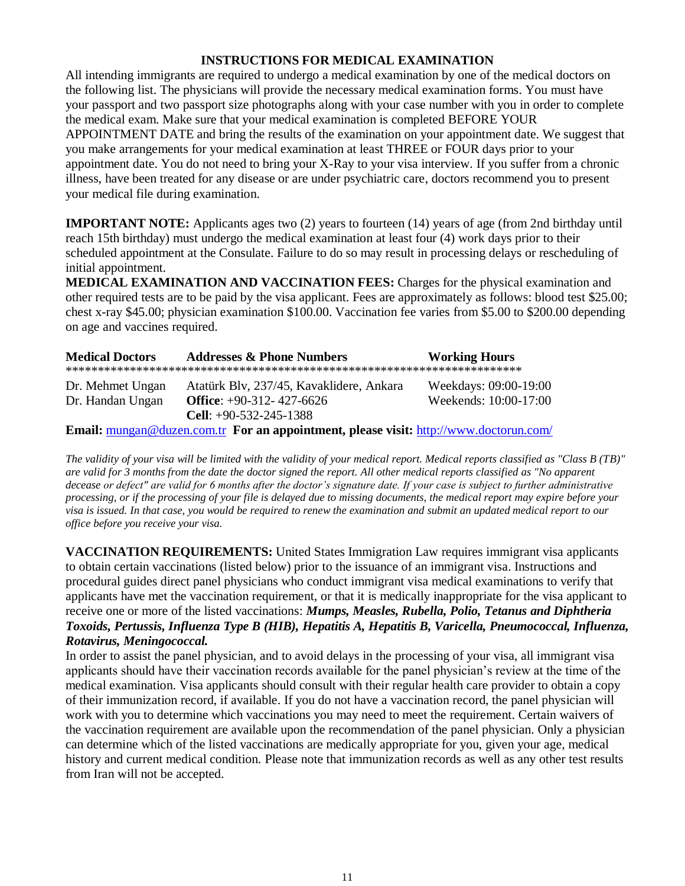## INSTRUCTIONS FOR MEDICAL EXAMINATION

All intending immigrants are required to undergo a medical examination by one of the medical doctors on the following list. The physicians will provide the necessary medical examination forms. You must have your passport and two passport size photographs along with your case number with you in order to complete the medical exam. Make sure that your medical examination is completed BEFORE YOUR APPOINTMENT DATE and bring the results of the examination on your appointment date. We suggest that you make arrangements for your medical examination at least THREE or FOUR days prior to your appointment date. You do not need to bring your X-Ray to your visa interview. If you suffer from a chronic illness, have been treated for any disease or are under psychiatric care, doctors recommend you to present your medical file during examination.

**IMPORTANT NOTE:** Applicants ages two (2) years to fourteen (14) years of age (from 2nd birthday until reach 15th birthday) must undergo the medical examination at least four (4) work days prior to their scheduled appointment at the Consulate. Failure to do so may result in processing delays or rescheduling of initial appointment.

**MEDICAL EXAMINATION AND VACCINATION FEES:** Charges for the physical examination and other required tests are to be paid by the visa applicant. Fees are approximately as follows: blood test $25.00; chest x-ray $45.00; physician examination $100.00. Vaccination fee varies from $5.00 to $200.00 depending on age and vaccines required.

| Medical Doctors | Addresses & Phone Numbers | Working Hours |
|---|---|---|
| Dr. Mehmet Ungan<br>Dr. Handan Ungan | Atatürk Blv, 237/45, Kavaklidere, Ankara<br>**Office**: +90-312- 427-6626<br>**Cell**: +90-532-245-1388 | Weekdays: 09:00-19:00<br>Weekends: 10:00-17:00 |

**Email:** mungan@duzen.com.tr **For an appointment, please visit:** http://www.doctorun.com/

*The validity of your visa will be limited with the validity of your medical report. Medical reports classified as "Class B (TB)" are valid for 3 months from the date the doctor signed the report. All other medical reports classified as "No apparent decease or defect" are valid for 6 months after the doctor's signature date. If your case is subject to further administrative processing, or if the processing of your file is delayed due to missing documents, the medical report may expire before your visa is issued. In that case, you would be required to renew the examination and submit an updated medical report to our office before you receive your visa.*

**VACCINATION REQUIREMENTS:** United States Immigration Law requires immigrant visa applicants to obtain certain vaccinations (listed below) prior to the issuance of an immigrant visa. Instructions and procedural guides direct panel physicians who conduct immigrant visa medical examinations to verify that applicants have met the vaccination requirement, or that it is medically inappropriate for the visa applicant to receive one or more of the listed vaccinations: ***Mumps, Measles, Rubella, Polio, Tetanus and Diphtheria Toxoids, Pertussis, Influenza Type B (HIB), Hepatitis A, Hepatitis B, Varicella, Pneumococcal, Influenza, Rotavirus, Meningococcal.***

In order to assist the panel physician, and to avoid delays in the processing of your visa, all immigrant visa applicants should have their vaccination records available for the panel physician's review at the time of the medical examination. Visa applicants should consult with their regular health care provider to obtain a copy of their immunization record, if available. If you do not have a vaccination record, the panel physician will work with you to determine which vaccinations you may need to meet the requirement. Certain waivers of the vaccination requirement are available upon the recommendation of the panel physician. Only a physician can determine which of the listed vaccinations are medically appropriate for you, given your age, medical history and current medical condition. Please note that immunization records as well as any other test results from Iran will not be accepted.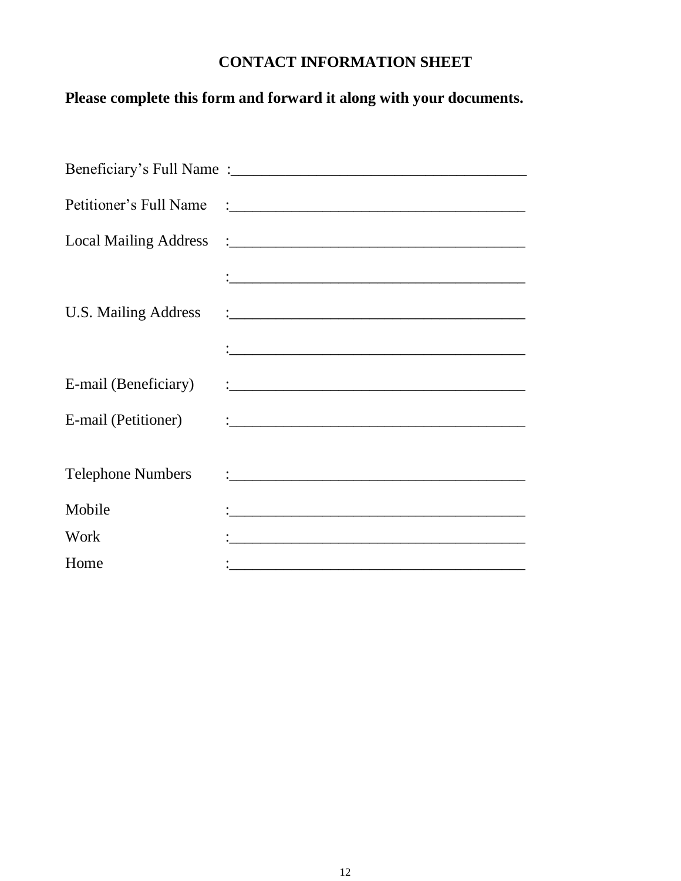# CONTACT INFORMATION SHEET

**Please complete this form and forward it along with your documents.**

Beneficiary's Full Name :_______________________________________

Petitioner's Full Name :_______________________________________

Local Mailing Address :_______________________________________

:_______________________________________

U.S. Mailing Address :_______________________________________

:_______________________________________

E-mail (Beneficiary) :_______________________________________

E-mail (Petitioner) :_______________________________________

Telephone Numbers :_______________________________________

Mobile :_______________________________________

Work :_______________________________________

Home :_______________________________________